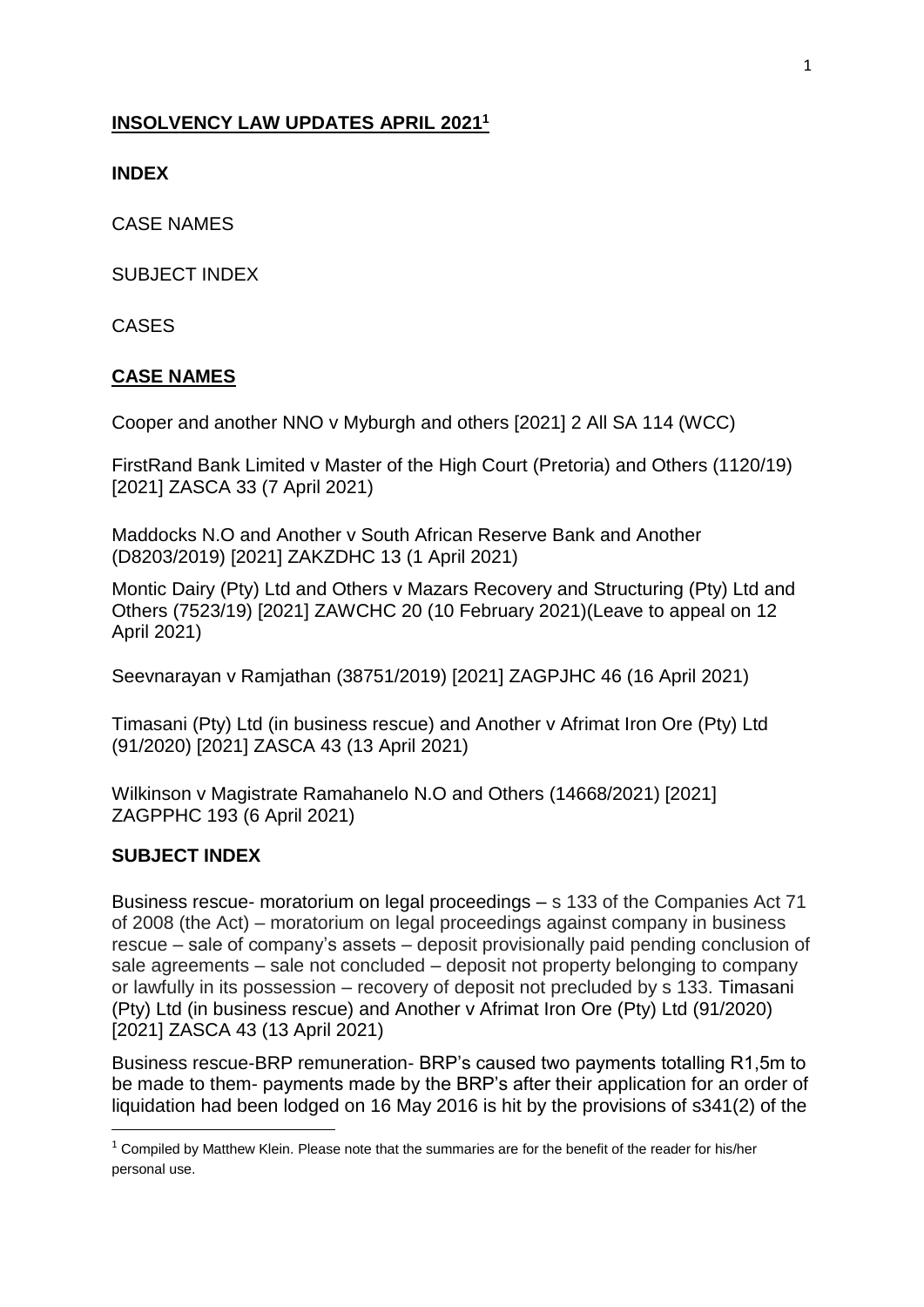# INSOLVENCY LAW UPDATES APRIL 2021[1]

**INDEX**

CASE NAMES

SUBJECT INDEX

CASES

## CASE NAMES

Cooper and another NNO v Myburgh and others [2021] 2 All SA 114 (WCC)

FirstRand Bank Limited v Master of the High Court (Pretoria) and Others (1120/19) [2021] ZASCA 33 (7 April 2021)

Maddocks N.O and Another v South African Reserve Bank and Another (D8203/2019) [2021] ZAKZDHC 13 (1 April 2021)

Montic Dairy (Pty) Ltd and Others v Mazars Recovery and Structuring (Pty) Ltd and Others (7523/19) [2021] ZAWCHC 20 (10 February 2021)(Leave to appeal on 12 April 2021)

Seevnarayan v Ramjathan (38751/2019) [2021] ZAGPJHC 46 (16 April 2021)

Timasani (Pty) Ltd (in business rescue) and Another v Afrimat Iron Ore (Pty) Ltd (91/2020) [2021] ZASCA 43 (13 April 2021)

Wilkinson v Magistrate Ramahanelo N.O and Others (14668/2021) [2021] ZAGPPHC 193 (6 April 2021)

## SUBJECT INDEX

Business rescue- moratorium on legal proceedings – s 133 of the Companies Act 71 of 2008 (the Act) – moratorium on legal proceedings against company in business rescue – sale of company's assets – deposit provisionally paid pending conclusion of sale agreements – sale not concluded – deposit not property belonging to company or lawfully in its possession – recovery of deposit not precluded by s 133. Timasani (Pty) Ltd (in business rescue) and Another v Afrimat Iron Ore (Pty) Ltd (91/2020) [2021] ZASCA 43 (13 April 2021)

Business rescue-BRP remuneration- BRP's caused two payments totalling R1,5m to be made to them- payments made by the BRP's after their application for an order of liquidation had been lodged on 16 May 2016 is hit by the provisions of s341(2) of the

[1] Compiled by Matthew Klein. Please note that the summaries are for the benefit of the reader for his/her personal use.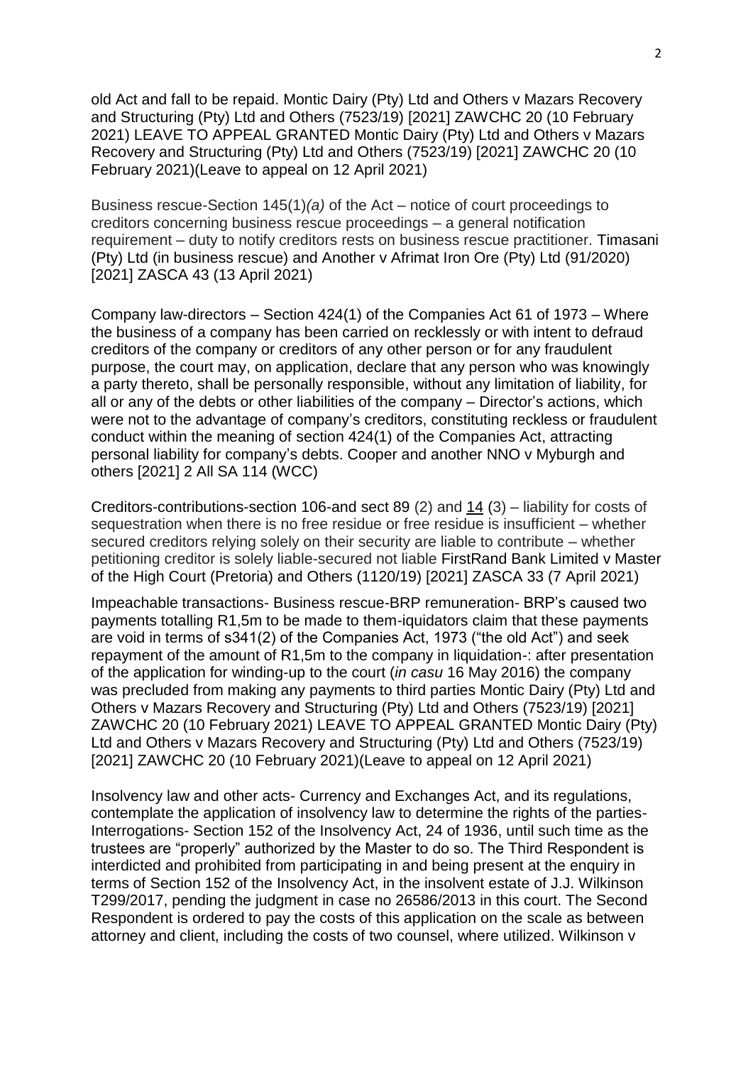old Act and fall to be repaid. Montic Dairy (Pty) Ltd and Others v Mazars Recovery and Structuring (Pty) Ltd and Others (7523/19) [2021] ZAWCHC 20 (10 February 2021) LEAVE TO APPEAL GRANTED Montic Dairy (Pty) Ltd and Others v Mazars Recovery and Structuring (Pty) Ltd and Others (7523/19) [2021] ZAWCHC 20 (10 February 2021)(Leave to appeal on 12 April 2021)

Business rescue-Section 145(1)*(a)* of the Act – notice of court proceedings to creditors concerning business rescue proceedings – a general notification requirement – duty to notify creditors rests on business rescue practitioner. Timasani (Pty) Ltd (in business rescue) and Another v Afrimat Iron Ore (Pty) Ltd (91/2020) [2021] ZASCA 43 (13 April 2021)

Company law-directors – Section 424(1) of the Companies Act 61 of 1973 – Where the business of a company has been carried on recklessly or with intent to defraud creditors of the company or creditors of any other person or for any fraudulent purpose, the court may, on application, declare that any person who was knowingly a party thereto, shall be personally responsible, without any limitation of liability, for all or any of the debts or other liabilities of the company – Director's actions, which were not to the advantage of company's creditors, constituting reckless or fraudulent conduct within the meaning of section 424(1) of the Companies Act, attracting personal liability for company's debts. Cooper and another NNO v Myburgh and others [2021] 2 All SA 114 (WCC)

Creditors-contributions-section 106-and sect 89 (2) and 14 (3) – liability for costs of sequestration when there is no free residue or free residue is insufficient – whether secured creditors relying solely on their security are liable to contribute – whether petitioning creditor is solely liable-secured not liable FirstRand Bank Limited v Master of the High Court (Pretoria) and Others (1120/19) [2021] ZASCA 33 (7 April 2021)

Impeachable transactions- Business rescue-BRP remuneration- BRP's caused two payments totalling R1,5m to be made to them-iquidators claim that these payments are void in terms of s341(2) of the Companies Act, 1973 ("the old Act") and seek repayment of the amount of R1,5m to the company in liquidation-: after presentation of the application for winding-up to the court (*in casu* 16 May 2016) the company was precluded from making any payments to third parties Montic Dairy (Pty) Ltd and Others v Mazars Recovery and Structuring (Pty) Ltd and Others (7523/19) [2021] ZAWCHC 20 (10 February 2021) LEAVE TO APPEAL GRANTED Montic Dairy (Pty) Ltd and Others v Mazars Recovery and Structuring (Pty) Ltd and Others (7523/19) [2021] ZAWCHC 20 (10 February 2021)(Leave to appeal on 12 April 2021)

Insolvency law and other acts- Currency and Exchanges Act, and its regulations, contemplate the application of insolvency law to determine the rights of the parties-Interrogations- Section 152 of the Insolvency Act, 24 of 1936, until such time as the trustees are "properly" authorized by the Master to do so. The Third Respondent is interdicted and prohibited from participating in and being present at the enquiry in terms of Section 152 of the Insolvency Act, in the insolvent estate of J.J. Wilkinson T299/2017, pending the judgment in case no 26586/2013 in this court. The Second Respondent is ordered to pay the costs of this application on the scale as between attorney and client, including the costs of two counsel, where utilized. Wilkinson v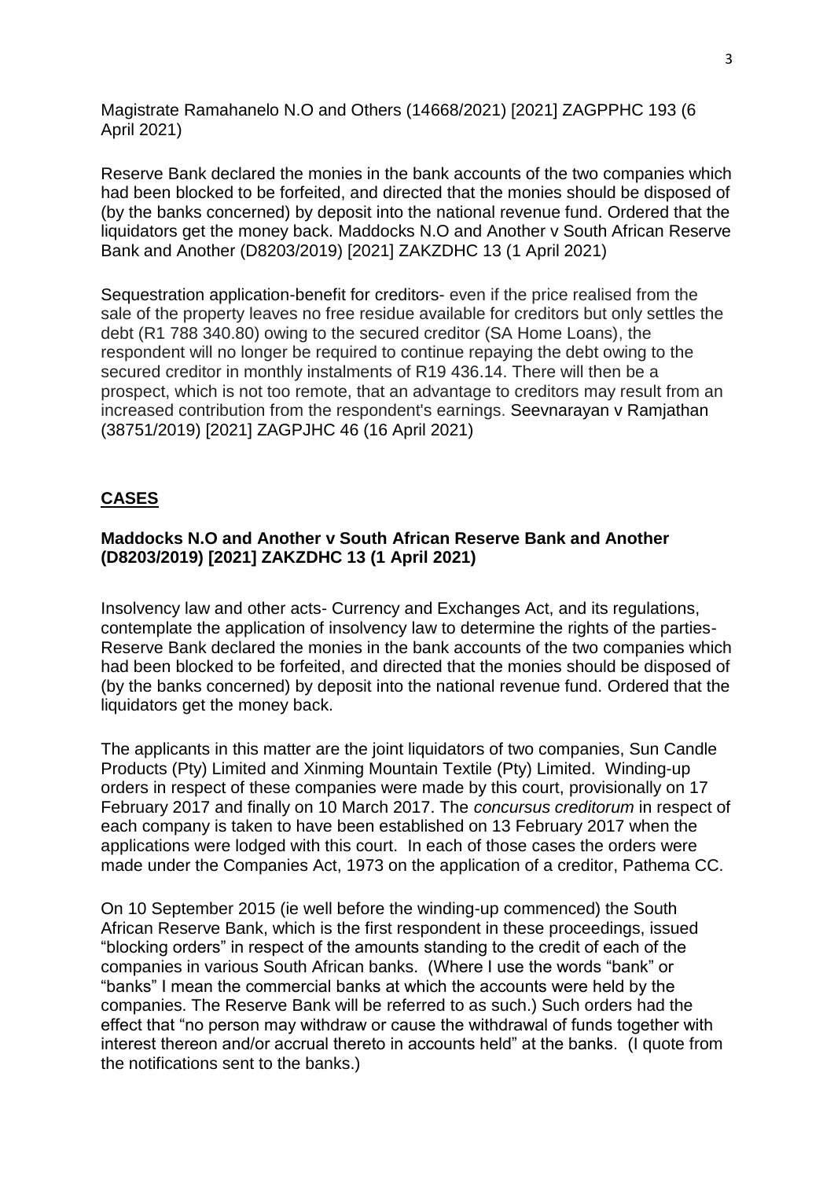Magistrate Ramahanelo N.O and Others (14668/2021) [2021] ZAGPPHC 193 (6 April 2021)

Reserve Bank declared the monies in the bank accounts of the two companies which had been blocked to be forfeited, and directed that the monies should be disposed of (by the banks concerned) by deposit into the national revenue fund. Ordered that the liquidators get the money back. Maddocks N.O and Another v South African Reserve Bank and Another (D8203/2019) [2021] ZAKZDHC 13 (1 April 2021)

Sequestration application-benefit for creditors- even if the price realised from the sale of the property leaves no free residue available for creditors but only settles the debt (R1 788 340.80) owing to the secured creditor (SA Home Loans), the respondent will no longer be required to continue repaying the debt owing to the secured creditor in monthly instalments of R19 436.14. There will then be a prospect, which is not too remote, that an advantage to creditors may result from an increased contribution from the respondent's earnings. Seevnarayan v Ramjathan (38751/2019) [2021] ZAGPJHC 46 (16 April 2021)

## CASES

### Maddocks N.O and Another v South African Reserve Bank and Another (D8203/2019) [2021] ZAKZDHC 13 (1 April 2021)

Insolvency law and other acts- Currency and Exchanges Act, and its regulations, contemplate the application of insolvency law to determine the rights of the parties- Reserve Bank declared the monies in the bank accounts of the two companies which had been blocked to be forfeited, and directed that the monies should be disposed of (by the banks concerned) by deposit into the national revenue fund. Ordered that the liquidators get the money back.

The applicants in this matter are the joint liquidators of two companies, Sun Candle Products (Pty) Limited and Xinming Mountain Textile (Pty) Limited. Winding-up orders in respect of these companies were made by this court, provisionally on 17 February 2017 and finally on 10 March 2017. The *concursus creditorum* in respect of each company is taken to have been established on 13 February 2017 when the applications were lodged with this court. In each of those cases the orders were made under the Companies Act, 1973 on the application of a creditor, Pathema CC.

On 10 September 2015 (ie well before the winding-up commenced) the South African Reserve Bank, which is the first respondent in these proceedings, issued "blocking orders" in respect of the amounts standing to the credit of each of the companies in various South African banks. (Where I use the words "bank" or "banks" I mean the commercial banks at which the accounts were held by the companies. The Reserve Bank will be referred to as such.) Such orders had the effect that "no person may withdraw or cause the withdrawal of funds together with interest thereon and/or accrual thereto in accounts held" at the banks. (I quote from the notifications sent to the banks.)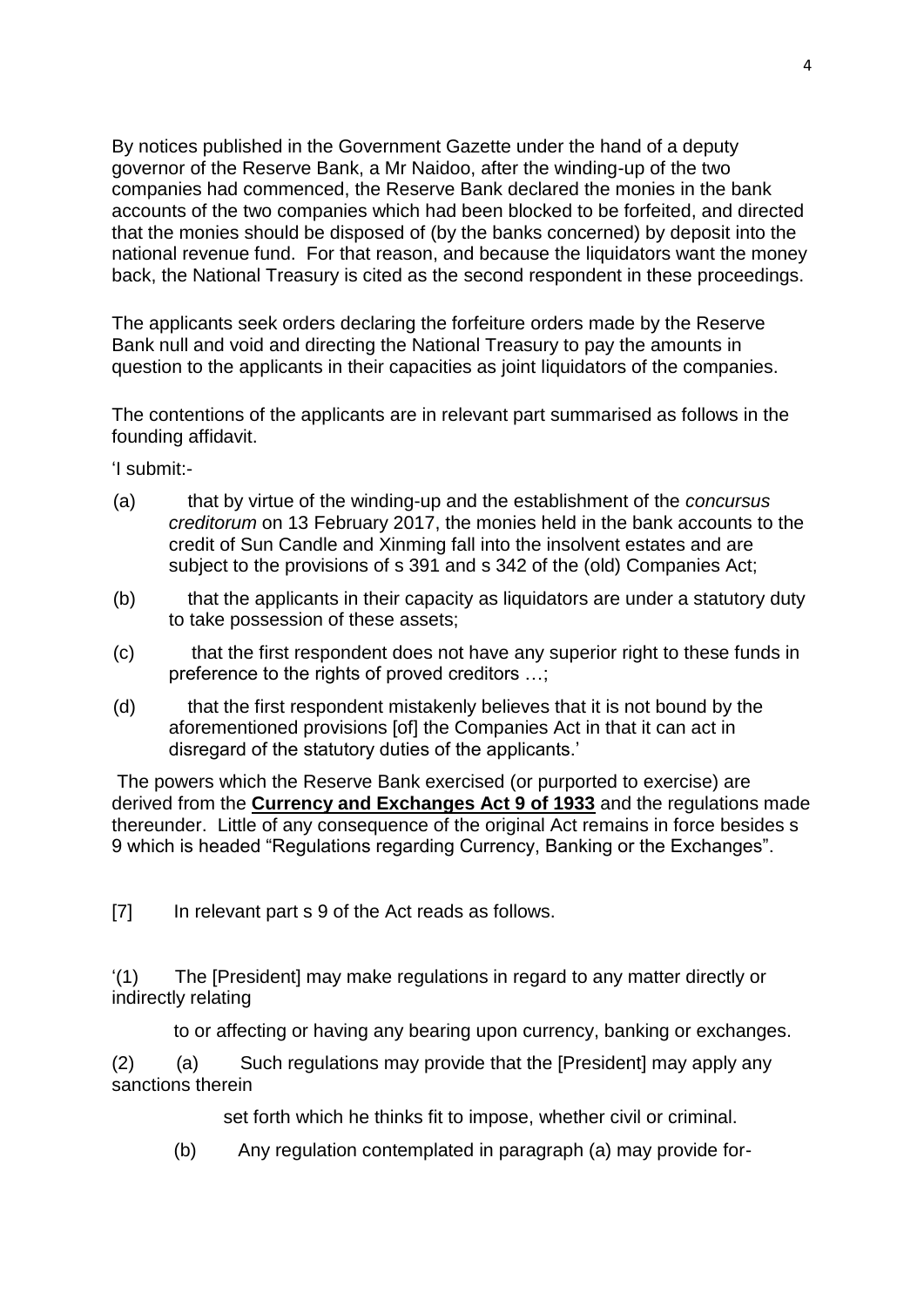By notices published in the Government Gazette under the hand of a deputy governor of the Reserve Bank, a Mr Naidoo, after the winding-up of the two companies had commenced, the Reserve Bank declared the monies in the bank accounts of the two companies which had been blocked to be forfeited, and directed that the monies should be disposed of (by the banks concerned) by deposit into the national revenue fund. For that reason, and because the liquidators want the money back, the National Treasury is cited as the second respondent in these proceedings.

The applicants seek orders declaring the forfeiture orders made by the Reserve Bank null and void and directing the National Treasury to pay the amounts in question to the applicants in their capacities as joint liquidators of the companies.

The contentions of the applicants are in relevant part summarised as follows in the founding affidavit.

'I submit:-

(a) that by virtue of the winding-up and the establishment of the *concursus creditorum* on 13 February 2017, the monies held in the bank accounts to the credit of Sun Candle and Xinming fall into the insolvent estates and are subject to the provisions of s 391 and s 342 of the (old) Companies Act;

(b) that the applicants in their capacity as liquidators are under a statutory duty to take possession of these assets;

(c) that the first respondent does not have any superior right to these funds in preference to the rights of proved creditors …;

(d) that the first respondent mistakenly believes that it is not bound by the aforementioned provisions [of] the Companies Act in that it can act in disregard of the statutory duties of the applicants.'

The powers which the Reserve Bank exercised (or purported to exercise) are derived from the **Currency and Exchanges Act 9 of 1933** and the regulations made thereunder. Little of any consequence of the original Act remains in force besides s 9 which is headed "Regulations regarding Currency, Banking or the Exchanges".

[7] In relevant part s 9 of the Act reads as follows.

'(1) The [President] may make regulations in regard to any matter directly or indirectly relating to or affecting or having any bearing upon currency, banking or exchanges.

(2) (a) Such regulations may provide that the [President] may apply any sanctions therein set forth which he thinks fit to impose, whether civil or criminal.

(b) Any regulation contemplated in paragraph (a) may provide for-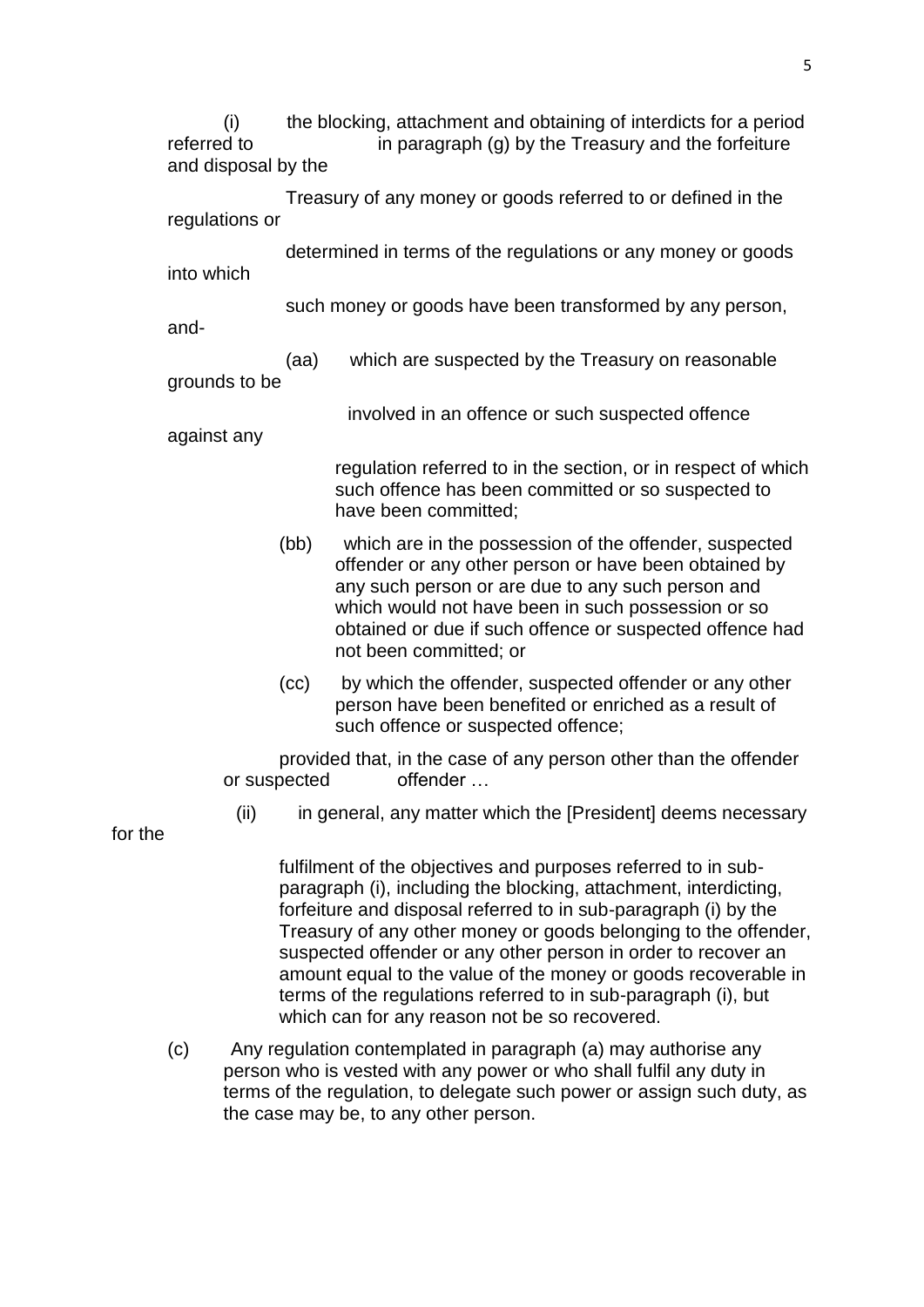(i) the blocking, attachment and obtaining of interdicts for a period referred to in paragraph (g) by the Treasury and the forfeiture and disposal by the Treasury of any money or goods referred to or defined in the regulations or determined in terms of the regulations or any money or goods into which such money or goods have been transformed by any person, and-

(aa) which are suspected by the Treasury on reasonable grounds to be involved in an offence or such suspected offence against any regulation referred to in the section, or in respect of which such offence has been committed or so suspected to have been committed;

(bb) which are in the possession of the offender, suspected offender or any other person or have been obtained by any such person or are due to any such person and which would not have been in such possession or so obtained or due if such offence or suspected offence had not been committed; or

(cc) by which the offender, suspected offender or any other person have been benefited or enriched as a result of such offence or suspected offence;

provided that, in the case of any person other than the offender or suspected offender …

(ii) in general, any matter which the [President] deems necessary for the fulfilment of the objectives and purposes referred to in sub-paragraph (i), including the blocking, attachment, interdicting, forfeiture and disposal referred to in sub-paragraph (i) by the Treasury of any other money or goods belonging to the offender, suspected offender or any other person in order to recover an amount equal to the value of the money or goods recoverable in terms of the regulations referred to in sub-paragraph (i), but which can for any reason not be so recovered.

(c) Any regulation contemplated in paragraph (a) may authorise any person who is vested with any power or who shall fulfil any duty in terms of the regulation, to delegate such power or assign such duty, as the case may be, to any other person.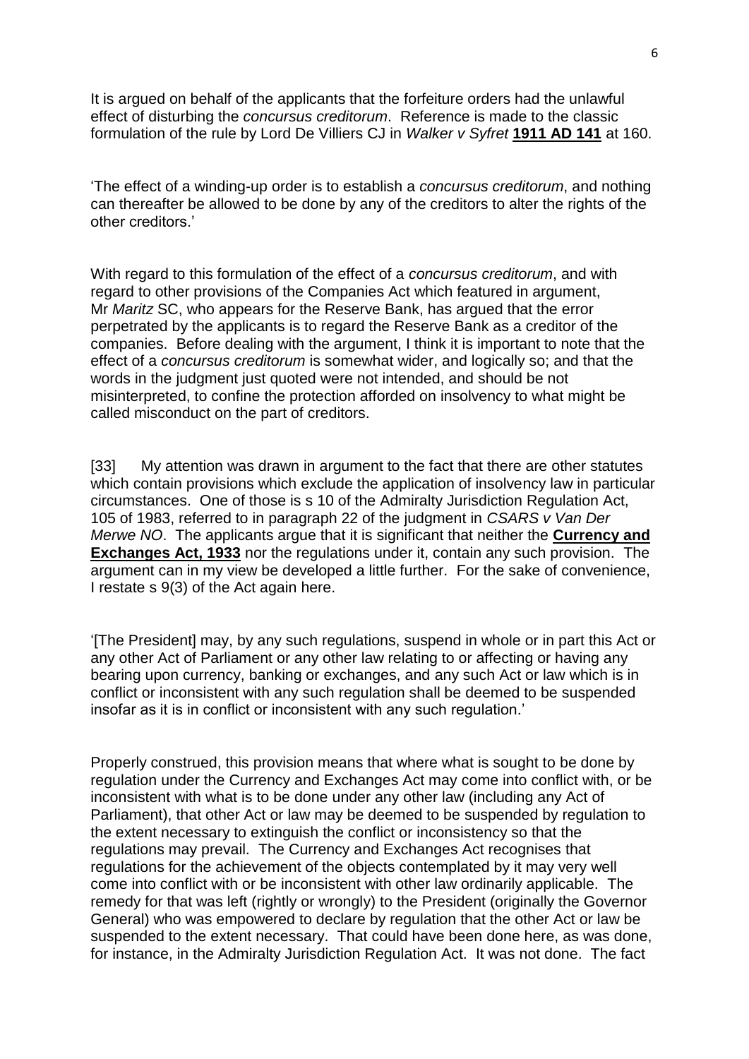It is argued on behalf of the applicants that the forfeiture orders had the unlawful effect of disturbing the *concursus creditorum*. Reference is made to the classic formulation of the rule by Lord De Villiers CJ in *Walker v Syfret* **1911 AD 141** at 160.

'The effect of a winding-up order is to establish a *concursus creditorum*, and nothing can thereafter be allowed to be done by any of the creditors to alter the rights of the other creditors.'

With regard to this formulation of the effect of a *concursus creditorum*, and with regard to other provisions of the Companies Act which featured in argument, Mr *Maritz* SC, who appears for the Reserve Bank, has argued that the error perpetrated by the applicants is to regard the Reserve Bank as a creditor of the companies. Before dealing with the argument, I think it is important to note that the effect of a *concursus creditorum* is somewhat wider, and logically so; and that the words in the judgment just quoted were not intended, and should be not misinterpreted, to confine the protection afforded on insolvency to what might be called misconduct on the part of creditors.

[33] My attention was drawn in argument to the fact that there are other statutes which contain provisions which exclude the application of insolvency law in particular circumstances. One of those is s 10 of the Admiralty Jurisdiction Regulation Act, 105 of 1983, referred to in paragraph 22 of the judgment in *CSARS v Van Der Merwe NO*. The applicants argue that it is significant that neither the **Currency and Exchanges Act, 1933** nor the regulations under it, contain any such provision. The argument can in my view be developed a little further. For the sake of convenience, I restate s 9(3) of the Act again here.

'[The President] may, by any such regulations, suspend in whole or in part this Act or any other Act of Parliament or any other law relating to or affecting or having any bearing upon currency, banking or exchanges, and any such Act or law which is in conflict or inconsistent with any such regulation shall be deemed to be suspended insofar as it is in conflict or inconsistent with any such regulation.'

Properly construed, this provision means that where what is sought to be done by regulation under the Currency and Exchanges Act may come into conflict with, or be inconsistent with what is to be done under any other law (including any Act of Parliament), that other Act or law may be deemed to be suspended by regulation to the extent necessary to extinguish the conflict or inconsistency so that the regulations may prevail. The Currency and Exchanges Act recognises that regulations for the achievement of the objects contemplated by it may very well come into conflict with or be inconsistent with other law ordinarily applicable. The remedy for that was left (rightly or wrongly) to the President (originally the Governor General) who was empowered to declare by regulation that the other Act or law be suspended to the extent necessary. That could have been done here, as was done, for instance, in the Admiralty Jurisdiction Regulation Act. It was not done. The fact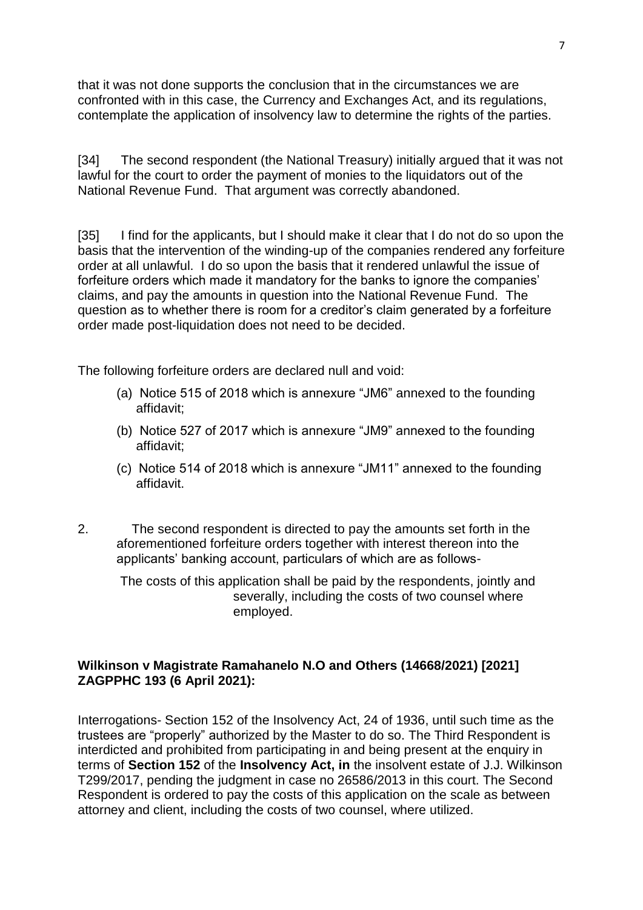that it was not done supports the conclusion that in the circumstances we are confronted with in this case, the Currency and Exchanges Act, and its regulations, contemplate the application of insolvency law to determine the rights of the parties.

[34] The second respondent (the National Treasury) initially argued that it was not lawful for the court to order the payment of monies to the liquidators out of the National Revenue Fund. That argument was correctly abandoned.

[35] I find for the applicants, but I should make it clear that I do not do so upon the basis that the intervention of the winding-up of the companies rendered any forfeiture order at all unlawful. I do so upon the basis that it rendered unlawful the issue of forfeiture orders which made it mandatory for the banks to ignore the companies' claims, and pay the amounts in question into the National Revenue Fund. The question as to whether there is room for a creditor's claim generated by a forfeiture order made post-liquidation does not need to be decided.

The following forfeiture orders are declared null and void:

(a) Notice 515 of 2018 which is annexure "JM6" annexed to the founding affidavit;

(b) Notice 527 of 2017 which is annexure "JM9" annexed to the founding affidavit;

(c) Notice 514 of 2018 which is annexure "JM11" annexed to the founding affidavit.

2. The second respondent is directed to pay the amounts set forth in the aforementioned forfeiture orders together with interest thereon into the applicants' banking account, particulars of which are as follows-

The costs of this application shall be paid by the respondents, jointly and severally, including the costs of two counsel where employed.

**Wilkinson v Magistrate Ramahanelo N.O and Others (14668/2021) [2021] ZAGPPHC 193 (6 April 2021):**

Interrogations- Section 152 of the Insolvency Act, 24 of 1936, until such time as the trustees are "properly" authorized by the Master to do so. The Third Respondent is interdicted and prohibited from participating in and being present at the enquiry in terms of **Section 152** of the **Insolvency Act, in** the insolvent estate of J.J. Wilkinson T299/2017, pending the judgment in case no 26586/2013 in this court. The Second Respondent is ordered to pay the costs of this application on the scale as between attorney and client, including the costs of two counsel, where utilized.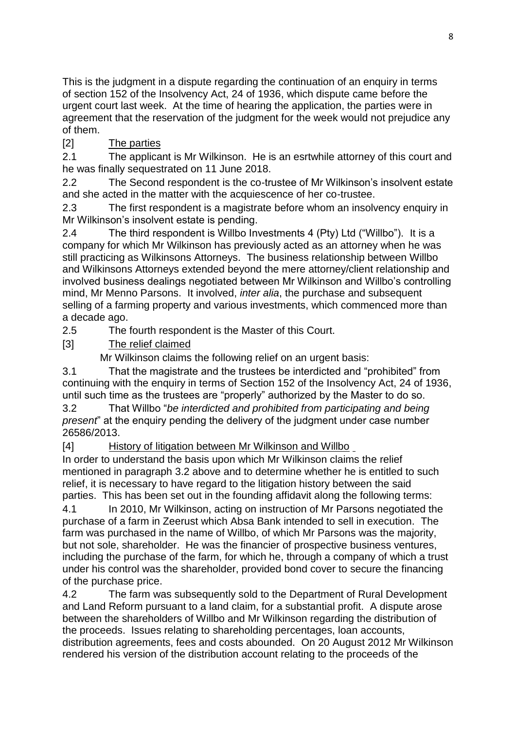This is the judgment in a dispute regarding the continuation of an enquiry in terms of section 152 of the Insolvency Act, 24 of 1936, which dispute came before the urgent court last week. At the time of hearing the application, the parties were in agreement that the reservation of the judgment for the week would not prejudice any of them.

[2] The parties

2.1 The applicant is Mr Wilkinson. He is an esrtwhile attorney of this court and he was finally sequestrated on 11 June 2018.

2.2 The Second respondent is the co-trustee of Mr Wilkinson's insolvent estate and she acted in the matter with the acquiescence of her co-trustee.

2.3 The first respondent is a magistrate before whom an insolvency enquiry in Mr Wilkinson's insolvent estate is pending.

2.4 The third respondent is Willbo Investments 4 (Pty) Ltd ("Willbo"). It is a company for which Mr Wilkinson has previously acted as an attorney when he was still practicing as Wilkinsons Attorneys. The business relationship between Willbo and Wilkinsons Attorneys extended beyond the mere attorney/client relationship and involved business dealings negotiated between Mr Wilkinson and Willbo's controlling mind, Mr Menno Parsons. It involved, *inter alia*, the purchase and subsequent selling of a farming property and various investments, which commenced more than a decade ago.

2.5 The fourth respondent is the Master of this Court.

[3] The relief claimed

Mr Wilkinson claims the following relief on an urgent basis:

3.1 That the magistrate and the trustees be interdicted and "prohibited" from continuing with the enquiry in terms of Section 152 of the Insolvency Act, 24 of 1936, until such time as the trustees are "properly" authorized by the Master to do so.

3.2 That Willbo "*be interdicted and prohibited from participating and being present*" at the enquiry pending the delivery of the judgment under case number 26586/2013.

[4] History of litigation between Mr Wilkinson and Willbo

In order to understand the basis upon which Mr Wilkinson claims the relief mentioned in paragraph 3.2 above and to determine whether he is entitled to such relief, it is necessary to have regard to the litigation history between the said parties. This has been set out in the founding affidavit along the following terms:

4.1 In 2010, Mr Wilkinson, acting on instruction of Mr Parsons negotiated the purchase of a farm in Zeerust which Absa Bank intended to sell in execution. The farm was purchased in the name of Willbo, of which Mr Parsons was the majority, but not sole, shareholder. He was the financier of prospective business ventures, including the purchase of the farm, for which he, through a company of which a trust under his control was the shareholder, provided bond cover to secure the financing of the purchase price.

4.2 The farm was subsequently sold to the Department of Rural Development and Land Reform pursuant to a land claim, for a substantial profit. A dispute arose between the shareholders of Willbo and Mr Wilkinson regarding the distribution of the proceeds. Issues relating to shareholding percentages, loan accounts, distribution agreements, fees and costs abounded. On 20 August 2012 Mr Wilkinson rendered his version of the distribution account relating to the proceeds of the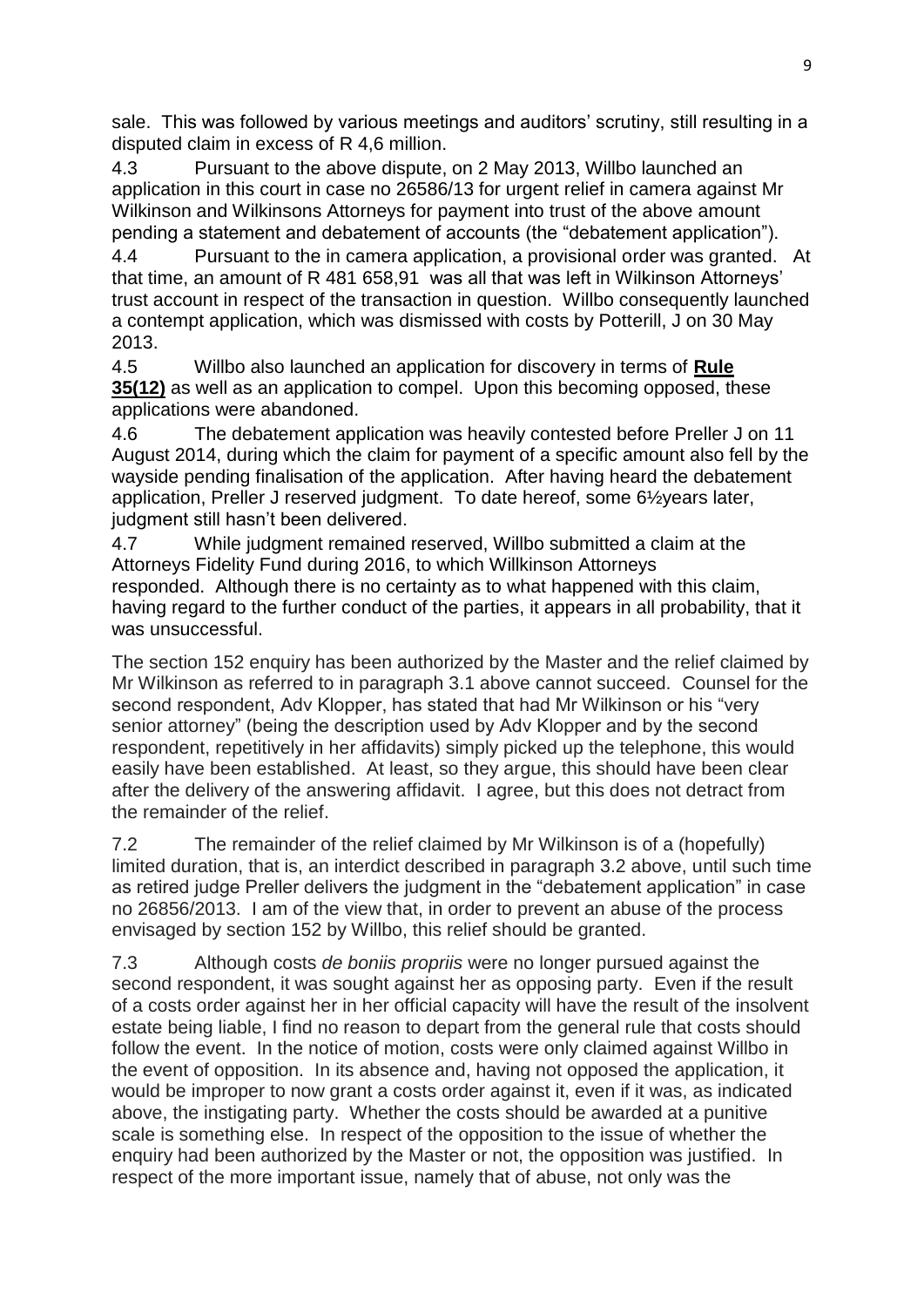sale. This was followed by various meetings and auditors' scrutiny, still resulting in a disputed claim in excess of R 4,6 million.

4.3 Pursuant to the above dispute, on 2 May 2013, Willbo launched an application in this court in case no 26586/13 for urgent relief in camera against Mr Wilkinson and Wilkinsons Attorneys for payment into trust of the above amount pending a statement and debatement of accounts (the "debatement application").

4.4 Pursuant to the in camera application, a provisional order was granted. At that time, an amount of R 481 658,91 was all that was left in Wilkinson Attorneys' trust account in respect of the transaction in question. Willbo consequently launched a contempt application, which was dismissed with costs by Potterill, J on 30 May 2013.

4.5 Willbo also launched an application for discovery in terms of **Rule 35(12)** as well as an application to compel. Upon this becoming opposed, these applications were abandoned.

4.6 The debatement application was heavily contested before Preller J on 11 August 2014, during which the claim for payment of a specific amount also fell by the wayside pending finalisation of the application. After having heard the debatement application, Preller J reserved judgment. To date hereof, some 6½years later, judgment still hasn't been delivered.

4.7 While judgment remained reserved, Willbo submitted a claim at the Attorneys Fidelity Fund during 2016, to which Willkinson Attorneys responded. Although there is no certainty as to what happened with this claim, having regard to the further conduct of the parties, it appears in all probability, that it was unsuccessful.

The section 152 enquiry has been authorized by the Master and the relief claimed by Mr Wilkinson as referred to in paragraph 3.1 above cannot succeed. Counsel for the second respondent, Adv Klopper, has stated that had Mr Wilkinson or his "very senior attorney" (being the description used by Adv Klopper and by the second respondent, repetitively in her affidavits) simply picked up the telephone, this would easily have been established. At least, so they argue, this should have been clear after the delivery of the answering affidavit. I agree, but this does not detract from the remainder of the relief.

7.2 The remainder of the relief claimed by Mr Wilkinson is of a (hopefully) limited duration, that is, an interdict described in paragraph 3.2 above, until such time as retired judge Preller delivers the judgment in the "debatement application" in case no 26856/2013. I am of the view that, in order to prevent an abuse of the process envisaged by section 152 by Willbo, this relief should be granted.

7.3 Although costs *de boniis propriis* were no longer pursued against the second respondent, it was sought against her as opposing party. Even if the result of a costs order against her in her official capacity will have the result of the insolvent estate being liable, I find no reason to depart from the general rule that costs should follow the event. In the notice of motion, costs were only claimed against Willbo in the event of opposition. In its absence and, having not opposed the application, it would be improper to now grant a costs order against it, even if it was, as indicated above, the instigating party. Whether the costs should be awarded at a punitive scale is something else. In respect of the opposition to the issue of whether the enquiry had been authorized by the Master or not, the opposition was justified. In respect of the more important issue, namely that of abuse, not only was the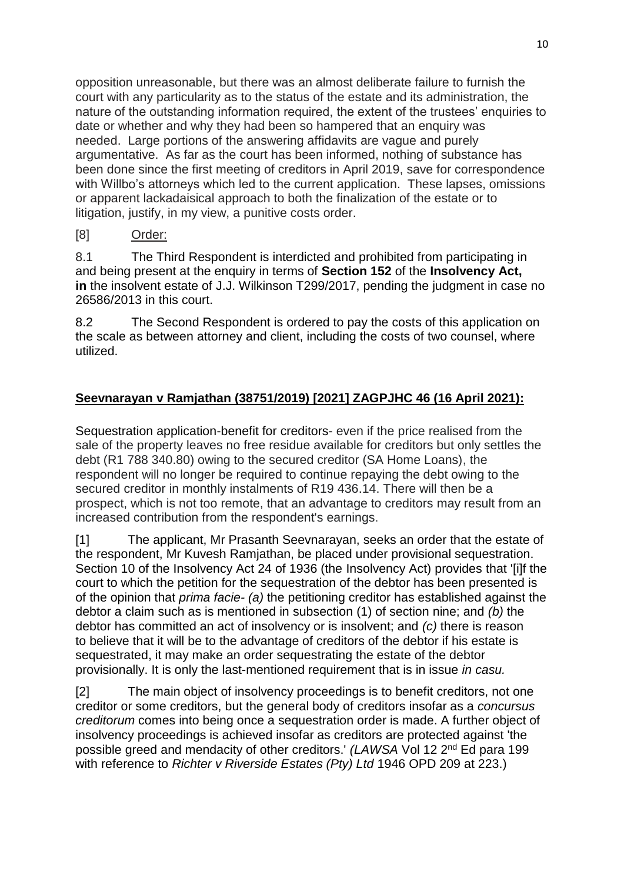opposition unreasonable, but there was an almost deliberate failure to furnish the court with any particularity as to the status of the estate and its administration, the nature of the outstanding information required, the extent of the trustees' enquiries to date or whether and why they had been so hampered that an enquiry was needed. Large portions of the answering affidavits are vague and purely argumentative. As far as the court has been informed, nothing of substance has been done since the first meeting of creditors in April 2019, save for correspondence with Willbo's attorneys which led to the current application. These lapses, omissions or apparent lackadaisical approach to both the finalization of the estate or to litigation, justify, in my view, a punitive costs order.

[8] Order:

8.1 The Third Respondent is interdicted and prohibited from participating in and being present at the enquiry in terms of **Section 152** of the **Insolvency Act, in** the insolvent estate of J.J. Wilkinson T299/2017, pending the judgment in case no 26586/2013 in this court.

8.2 The Second Respondent is ordered to pay the costs of this application on the scale as between attorney and client, including the costs of two counsel, where utilized.

## **Seevnarayan v Ramjathan (38751/2019) [2021] ZAGPJHC 46 (16 April 2021):**

Sequestration application-benefit for creditors- even if the price realised from the sale of the property leaves no free residue available for creditors but only settles the debt (R1 788 340.80) owing to the secured creditor (SA Home Loans), the respondent will no longer be required to continue repaying the debt owing to the secured creditor in monthly instalments of R19 436.14. There will then be a prospect, which is not too remote, that an advantage to creditors may result from an increased contribution from the respondent's earnings.

[1] The applicant, Mr Prasanth Seevnarayan, seeks an order that the estate of the respondent, Mr Kuvesh Ramjathan, be placed under provisional sequestration. Section 10 of the Insolvency Act 24 of 1936 (the Insolvency Act) provides that '[i]f the court to which the petition for the sequestration of the debtor has been presented is of the opinion that *prima facie- (a)* the petitioning creditor has established against the debtor a claim such as is mentioned in subsection (1) of section nine; and *(b)* the debtor has committed an act of insolvency or is insolvent; and *(c)* there is reason to believe that it will be to the advantage of creditors of the debtor if his estate is sequestrated, it may make an order sequestrating the estate of the debtor provisionally. It is only the last-mentioned requirement that is in issue *in casu.*

[2] The main object of insolvency proceedings is to benefit creditors, not one creditor or some creditors, but the general body of creditors insofar as a *concursus creditorum* comes into being once a sequestration order is made. A further object of insolvency proceedings is achieved insofar as creditors are protected against 'the possible greed and mendacity of other creditors.' *(LAWSA* Vol 12 2nd Ed para 199 with reference to *Richter v Riverside Estates (Pty) Ltd* 1946 OPD 209 at 223.)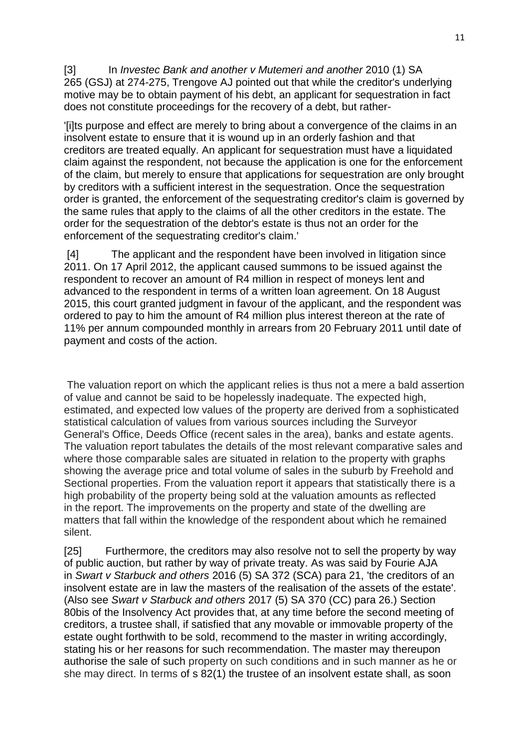[3] In *Investec Bank and another v Mutemeri and another* 2010 (1) SA 265 (GSJ) at 274-275, Trengove AJ pointed out that while the creditor's underlying motive may be to obtain payment of his debt, an applicant for sequestration in fact does not constitute proceedings for the recovery of a debt, but rather-

'[i]ts purpose and effect are merely to bring about a convergence of the claims in an insolvent estate to ensure that it is wound up in an orderly fashion and that creditors are treated equally. An applicant for sequestration must have a liquidated claim against the respondent, not because the application is one for the enforcement of the claim, but merely to ensure that applications for sequestration are only brought by creditors with a sufficient interest in the sequestration. Once the sequestration order is granted, the enforcement of the sequestrating creditor's claim is governed by the same rules that apply to the claims of all the other creditors in the estate. The order for the sequestration of the debtor's estate is thus not an order for the enforcement of the sequestrating creditor's claim.'

[4] The applicant and the respondent have been involved in litigation since 2011. On 17 April 2012, the applicant caused summons to be issued against the respondent to recover an amount of R4 million in respect of moneys lent and advanced to the respondent in terms of a written loan agreement. On 18 August 2015, this court granted judgment in favour of the applicant, and the respondent was ordered to pay to him the amount of R4 million plus interest thereon at the rate of 11% per annum compounded monthly in arrears from 20 February 2011 until date of payment and costs of the action.

The valuation report on which the applicant relies is thus not a mere a bald assertion of value and cannot be said to be hopelessly inadequate. The expected high, estimated, and expected low values of the property are derived from a sophisticated statistical calculation of values from various sources including the Surveyor General's Office, Deeds Office (recent sales in the area), banks and estate agents. The valuation report tabulates the details of the most relevant comparative sales and where those comparable sales are situated in relation to the property with graphs showing the average price and total volume of sales in the suburb by Freehold and Sectional properties. From the valuation report it appears that statistically there is a high probability of the property being sold at the valuation amounts as reflected in the report. The improvements on the property and state of the dwelling are matters that fall within the knowledge of the respondent about which he remained silent.

[25] Furthermore, the creditors may also resolve not to sell the property by way of public auction, but rather by way of private treaty. As was said by Fourie AJA in *Swart v Starbuck and others* 2016 (5) SA 372 (SCA) para 21, 'the creditors of an insolvent estate are in law the masters of the realisation of the assets of the estate'. (Also see *Swart v Starbuck and others* 2017 (5) SA 370 (CC) para 26.) Section 80bis of the Insolvency Act provides that, at any time before the second meeting of creditors, a trustee shall, if satisfied that any movable or immovable property of the estate ought forthwith to be sold, recommend to the master in writing accordingly, stating his or her reasons for such recommendation. The master may thereupon authorise the sale of such property on such conditions and in such manner as he or she may direct. In terms of s 82(1) the trustee of an insolvent estate shall, as soon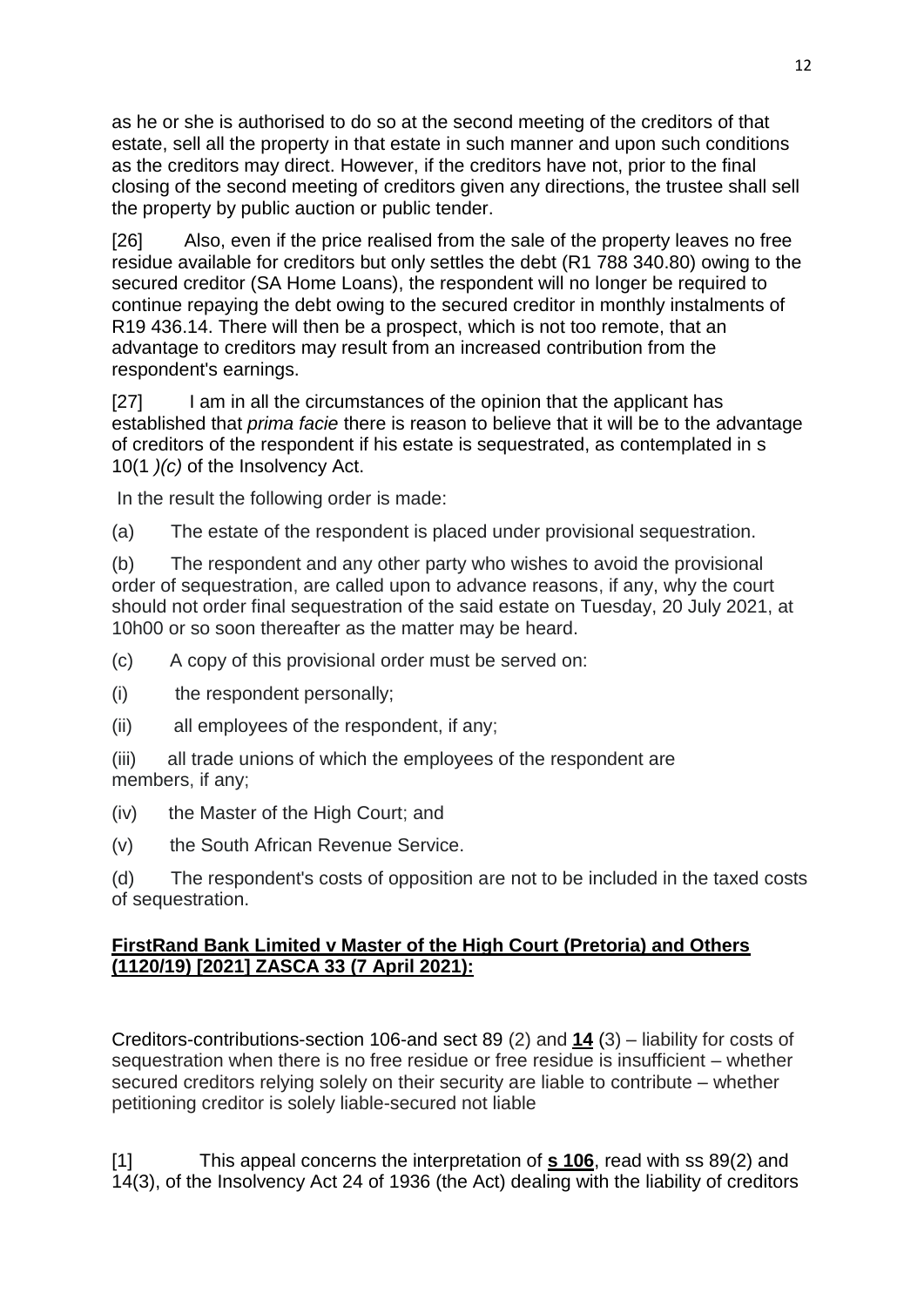as he or she is authorised to do so at the second meeting of the creditors of that estate, sell all the property in that estate in such manner and upon such conditions as the creditors may direct. However, if the creditors have not, prior to the final closing of the second meeting of creditors given any directions, the trustee shall sell the property by public auction or public tender.

[26] Also, even if the price realised from the sale of the property leaves no free residue available for creditors but only settles the debt (R1 788 340.80) owing to the secured creditor (SA Home Loans), the respondent will no longer be required to continue repaying the debt owing to the secured creditor in monthly instalments of R19 436.14. There will then be a prospect, which is not too remote, that an advantage to creditors may result from an increased contribution from the respondent's earnings.

[27] I am in all the circumstances of the opinion that the applicant has established that *prima facie* there is reason to believe that it will be to the advantage of creditors of the respondent if his estate is sequestrated, as contemplated in s 10(1 *)(c)* of the Insolvency Act.

In the result the following order is made:

(a) The estate of the respondent is placed under provisional sequestration.

(b) The respondent and any other party who wishes to avoid the provisional order of sequestration, are called upon to advance reasons, if any, why the court should not order final sequestration of the said estate on Tuesday, 20 July 2021, at 10h00 or so soon thereafter as the matter may be heard.

(c) A copy of this provisional order must be served on:

(i) the respondent personally;

(ii) all employees of the respondent, if any;

(iii) all trade unions of which the employees of the respondent are members, if any;

(iv) the Master of the High Court; and

(v) the South African Revenue Service.

(d) The respondent's costs of opposition are not to be included in the taxed costs of sequestration.

**FirstRand Bank Limited v Master of the High Court (Pretoria) and Others (1120/19) [2021] ZASCA 33 (7 April 2021):**

Creditors-contributions-section 106-and sect 89 (2) and **14** (3) – liability for costs of sequestration when there is no free residue or free residue is insufficient – whether secured creditors relying solely on their security are liable to contribute – whether petitioning creditor is solely liable-secured not liable

[1] This appeal concerns the interpretation of **s 106**, read with ss 89(2) and 14(3), of the Insolvency Act 24 of 1936 (the Act) dealing with the liability of creditors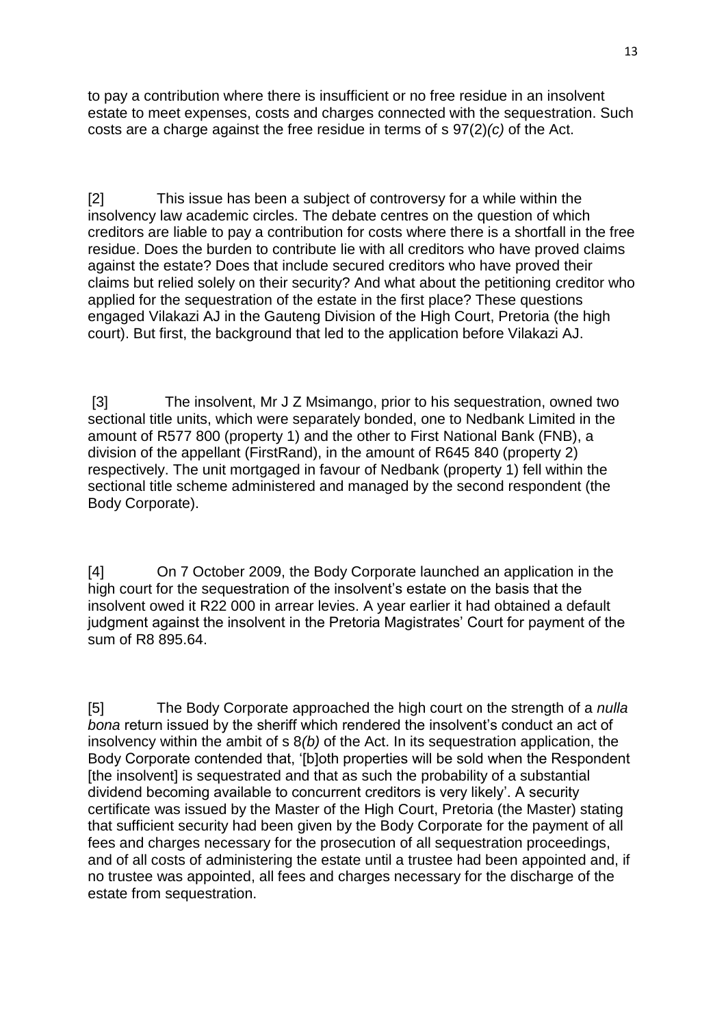to pay a contribution where there is insufficient or no free residue in an insolvent estate to meet expenses, costs and charges connected with the sequestration. Such costs are a charge against the free residue in terms of s 97(2)*(c)* of the Act.

[2] This issue has been a subject of controversy for a while within the insolvency law academic circles. The debate centres on the question of which creditors are liable to pay a contribution for costs where there is a shortfall in the free residue. Does the burden to contribute lie with all creditors who have proved claims against the estate? Does that include secured creditors who have proved their claims but relied solely on their security? And what about the petitioning creditor who applied for the sequestration of the estate in the first place? These questions engaged Vilakazi AJ in the Gauteng Division of the High Court, Pretoria (the high court). But first, the background that led to the application before Vilakazi AJ.

[3] The insolvent, Mr J Z Msimango, prior to his sequestration, owned two sectional title units, which were separately bonded, one to Nedbank Limited in the amount of R577 800 (property 1) and the other to First National Bank (FNB), a division of the appellant (FirstRand), in the amount of R645 840 (property 2) respectively. The unit mortgaged in favour of Nedbank (property 1) fell within the sectional title scheme administered and managed by the second respondent (the Body Corporate).

[4] On 7 October 2009, the Body Corporate launched an application in the high court for the sequestration of the insolvent's estate on the basis that the insolvent owed it R22 000 in arrear levies. A year earlier it had obtained a default judgment against the insolvent in the Pretoria Magistrates' Court for payment of the sum of R8 895.64.

[5] The Body Corporate approached the high court on the strength of a *nulla bona* return issued by the sheriff which rendered the insolvent's conduct an act of insolvency within the ambit of s 8*(b)* of the Act. In its sequestration application, the Body Corporate contended that, '[b]oth properties will be sold when the Respondent [the insolvent] is sequestrated and that as such the probability of a substantial dividend becoming available to concurrent creditors is very likely'. A security certificate was issued by the Master of the High Court, Pretoria (the Master) stating that sufficient security had been given by the Body Corporate for the payment of all fees and charges necessary for the prosecution of all sequestration proceedings, and of all costs of administering the estate until a trustee had been appointed and, if no trustee was appointed, all fees and charges necessary for the discharge of the estate from sequestration.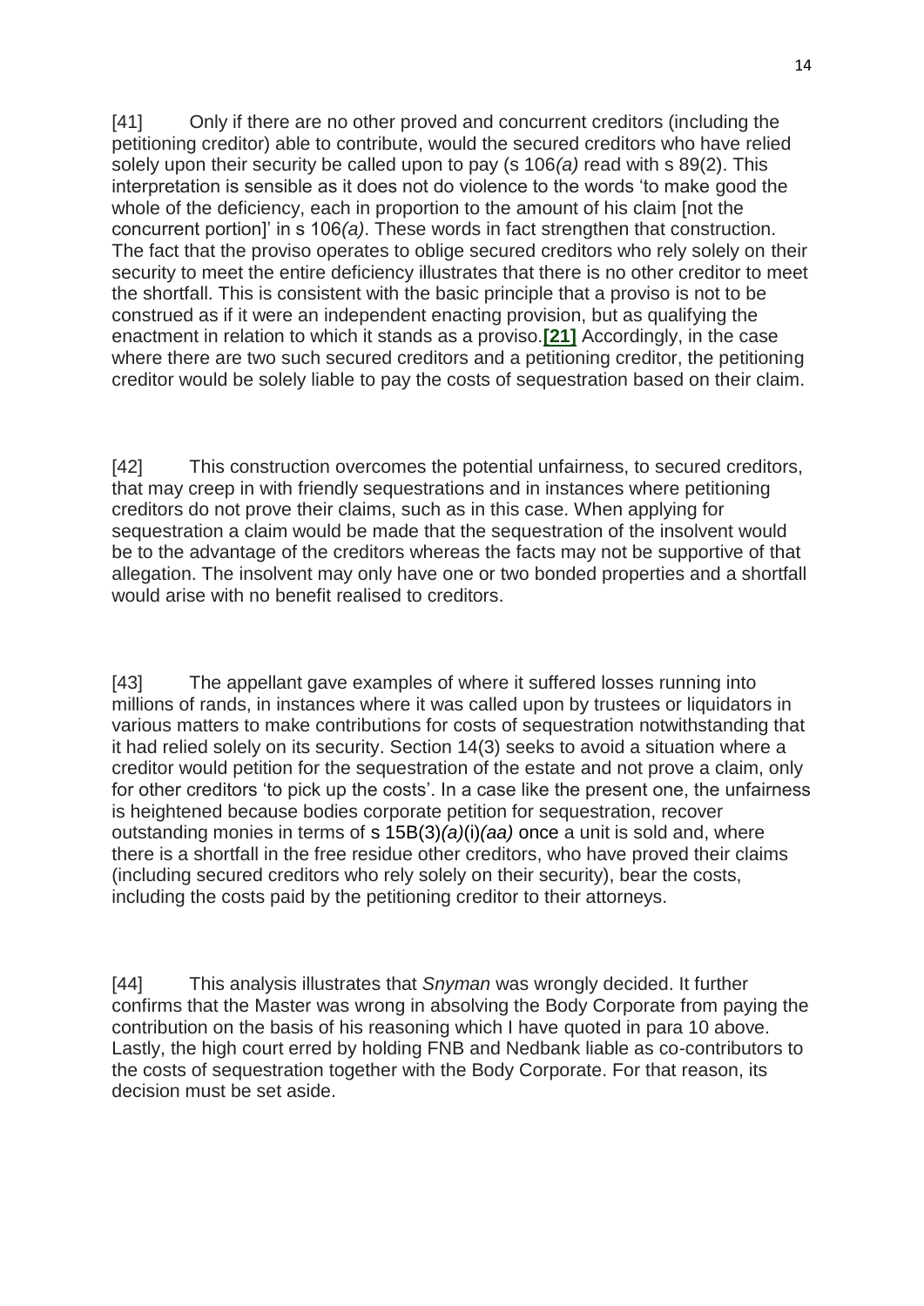[41] Only if there are no other proved and concurrent creditors (including the petitioning creditor) able to contribute, would the secured creditors who have relied solely upon their security be called upon to pay (s 106*(a)* read with s 89(2). This interpretation is sensible as it does not do violence to the words 'to make good the whole of the deficiency, each in proportion to the amount of his claim [not the concurrent portion]' in s 106*(a)*. These words in fact strengthen that construction. The fact that the proviso operates to oblige secured creditors who rely solely on their security to meet the entire deficiency illustrates that there is no other creditor to meet the shortfall. This is consistent with the basic principle that a proviso is not to be construed as if it were an independent enacting provision, but as qualifying the enactment in relation to which it stands as a proviso.**[21]** Accordingly, in the case where there are two such secured creditors and a petitioning creditor, the petitioning creditor would be solely liable to pay the costs of sequestration based on their claim.

[42] This construction overcomes the potential unfairness, to secured creditors, that may creep in with friendly sequestrations and in instances where petitioning creditors do not prove their claims, such as in this case. When applying for sequestration a claim would be made that the sequestration of the insolvent would be to the advantage of the creditors whereas the facts may not be supportive of that allegation. The insolvent may only have one or two bonded properties and a shortfall would arise with no benefit realised to creditors.

[43] The appellant gave examples of where it suffered losses running into millions of rands, in instances where it was called upon by trustees or liquidators in various matters to make contributions for costs of sequestration notwithstanding that it had relied solely on its security. Section 14(3) seeks to avoid a situation where a creditor would petition for the sequestration of the estate and not prove a claim, only for other creditors 'to pick up the costs'. In a case like the present one, the unfairness is heightened because bodies corporate petition for sequestration, recover outstanding monies in terms of s 15B(3)*(a)*(i)*(aa)* once a unit is sold and, where there is a shortfall in the free residue other creditors, who have proved their claims (including secured creditors who rely solely on their security), bear the costs, including the costs paid by the petitioning creditor to their attorneys.

[44] This analysis illustrates that *Snyman* was wrongly decided. It further confirms that the Master was wrong in absolving the Body Corporate from paying the contribution on the basis of his reasoning which I have quoted in para 10 above. Lastly, the high court erred by holding FNB and Nedbank liable as co-contributors to the costs of sequestration together with the Body Corporate. For that reason, its decision must be set aside.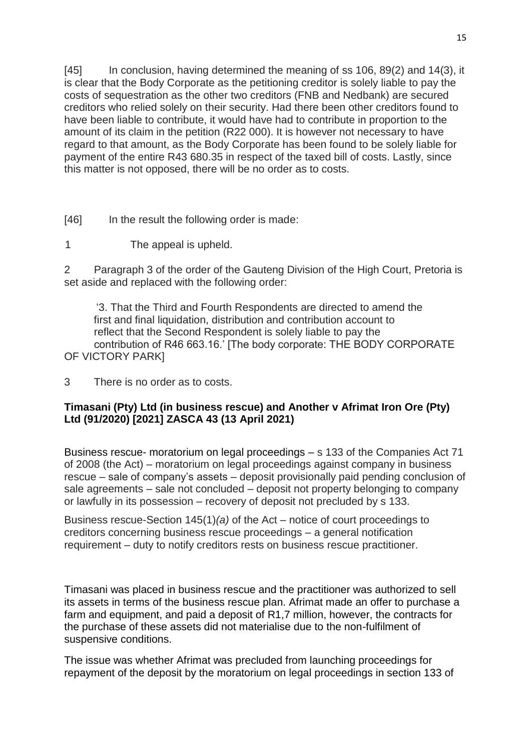[45] In conclusion, having determined the meaning of ss 106, 89(2) and 14(3), it is clear that the Body Corporate as the petitioning creditor is solely liable to pay the costs of sequestration as the other two creditors (FNB and Nedbank) are secured creditors who relied solely on their security. Had there been other creditors found to have been liable to contribute, it would have had to contribute in proportion to the amount of its claim in the petition (R22 000). It is however not necessary to have regard to that amount, as the Body Corporate has been found to be solely liable for payment of the entire R43 680.35 in respect of the taxed bill of costs. Lastly, since this matter is not opposed, there will be no order as to costs.

[46] In the result the following order is made:

1 The appeal is upheld.

2 Paragraph 3 of the order of the Gauteng Division of the High Court, Pretoria is set aside and replaced with the following order:

'3. That the Third and Fourth Respondents are directed to amend the first and final liquidation, distribution and contribution account to reflect that the Second Respondent is solely liable to pay the contribution of R46 663.16.' [The body corporate: THE BODY CORPORATE OF VICTORY PARK]

3 There is no order as to costs.

**Timasani (Pty) Ltd (in business rescue) and Another v Afrimat Iron Ore (Pty) Ltd (91/2020) [2021] ZASCA 43 (13 April 2021)**

Business rescue- moratorium on legal proceedings – s 133 of the Companies Act 71 of 2008 (the Act) – moratorium on legal proceedings against company in business rescue – sale of company's assets – deposit provisionally paid pending conclusion of sale agreements – sale not concluded – deposit not property belonging to company or lawfully in its possession – recovery of deposit not precluded by s 133.

Business rescue-Section 145(1)*(a)* of the Act – notice of court proceedings to creditors concerning business rescue proceedings – a general notification requirement – duty to notify creditors rests on business rescue practitioner.

Timasani was placed in business rescue and the practitioner was authorized to sell its assets in terms of the business rescue plan. Afrimat made an offer to purchase a farm and equipment, and paid a deposit of R1,7 million, however, the contracts for the purchase of these assets did not materialise due to the non-fulfilment of suspensive conditions.

The issue was whether Afrimat was precluded from launching proceedings for repayment of the deposit by the moratorium on legal proceedings in section 133 of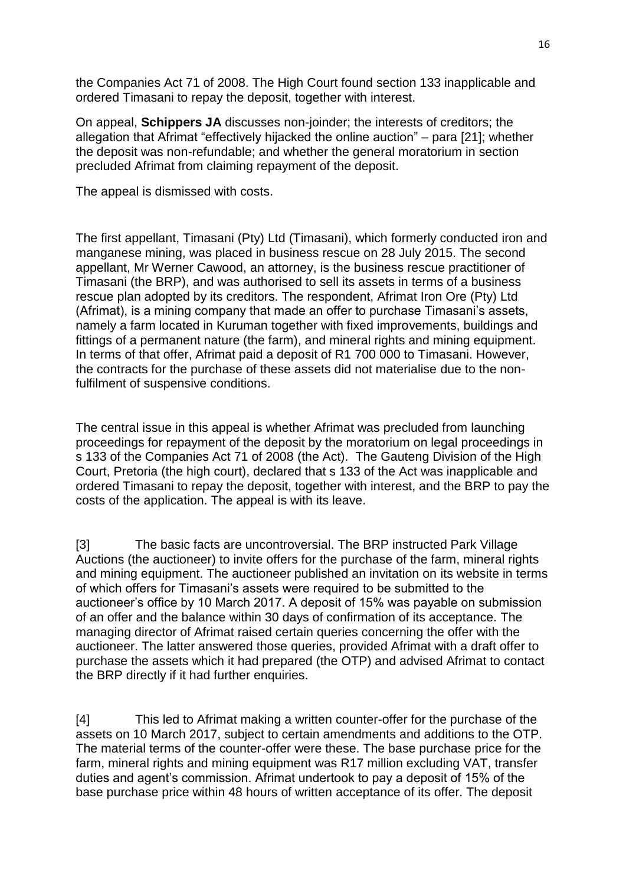the Companies Act 71 of 2008. The High Court found section 133 inapplicable and ordered Timasani to repay the deposit, together with interest.

On appeal, **Schippers JA** discusses non-joinder; the interests of creditors; the allegation that Afrimat "effectively hijacked the online auction" – para [21]; whether the deposit was non-refundable; and whether the general moratorium in section precluded Afrimat from claiming repayment of the deposit.

The appeal is dismissed with costs.

The first appellant, Timasani (Pty) Ltd (Timasani), which formerly conducted iron and manganese mining, was placed in business rescue on 28 July 2015. The second appellant, Mr Werner Cawood, an attorney, is the business rescue practitioner of Timasani (the BRP), and was authorised to sell its assets in terms of a business rescue plan adopted by its creditors. The respondent, Afrimat Iron Ore (Pty) Ltd (Afrimat), is a mining company that made an offer to purchase Timasani's assets, namely a farm located in Kuruman together with fixed improvements, buildings and fittings of a permanent nature (the farm), and mineral rights and mining equipment. In terms of that offer, Afrimat paid a deposit of R1 700 000 to Timasani. However, the contracts for the purchase of these assets did not materialise due to the non-fulfilment of suspensive conditions.

The central issue in this appeal is whether Afrimat was precluded from launching proceedings for repayment of the deposit by the moratorium on legal proceedings in s 133 of the Companies Act 71 of 2008 (the Act). The Gauteng Division of the High Court, Pretoria (the high court), declared that s 133 of the Act was inapplicable and ordered Timasani to repay the deposit, together with interest, and the BRP to pay the costs of the application. The appeal is with its leave.

[3] The basic facts are uncontroversial. The BRP instructed Park Village Auctions (the auctioneer) to invite offers for the purchase of the farm, mineral rights and mining equipment. The auctioneer published an invitation on its website in terms of which offers for Timasani's assets were required to be submitted to the auctioneer's office by 10 March 2017. A deposit of 15% was payable on submission of an offer and the balance within 30 days of confirmation of its acceptance. The managing director of Afrimat raised certain queries concerning the offer with the auctioneer. The latter answered those queries, provided Afrimat with a draft offer to purchase the assets which it had prepared (the OTP) and advised Afrimat to contact the BRP directly if it had further enquiries.

[4] This led to Afrimat making a written counter-offer for the purchase of the assets on 10 March 2017, subject to certain amendments and additions to the OTP. The material terms of the counter-offer were these. The base purchase price for the farm, mineral rights and mining equipment was R17 million excluding VAT, transfer duties and agent's commission. Afrimat undertook to pay a deposit of 15% of the base purchase price within 48 hours of written acceptance of its offer. The deposit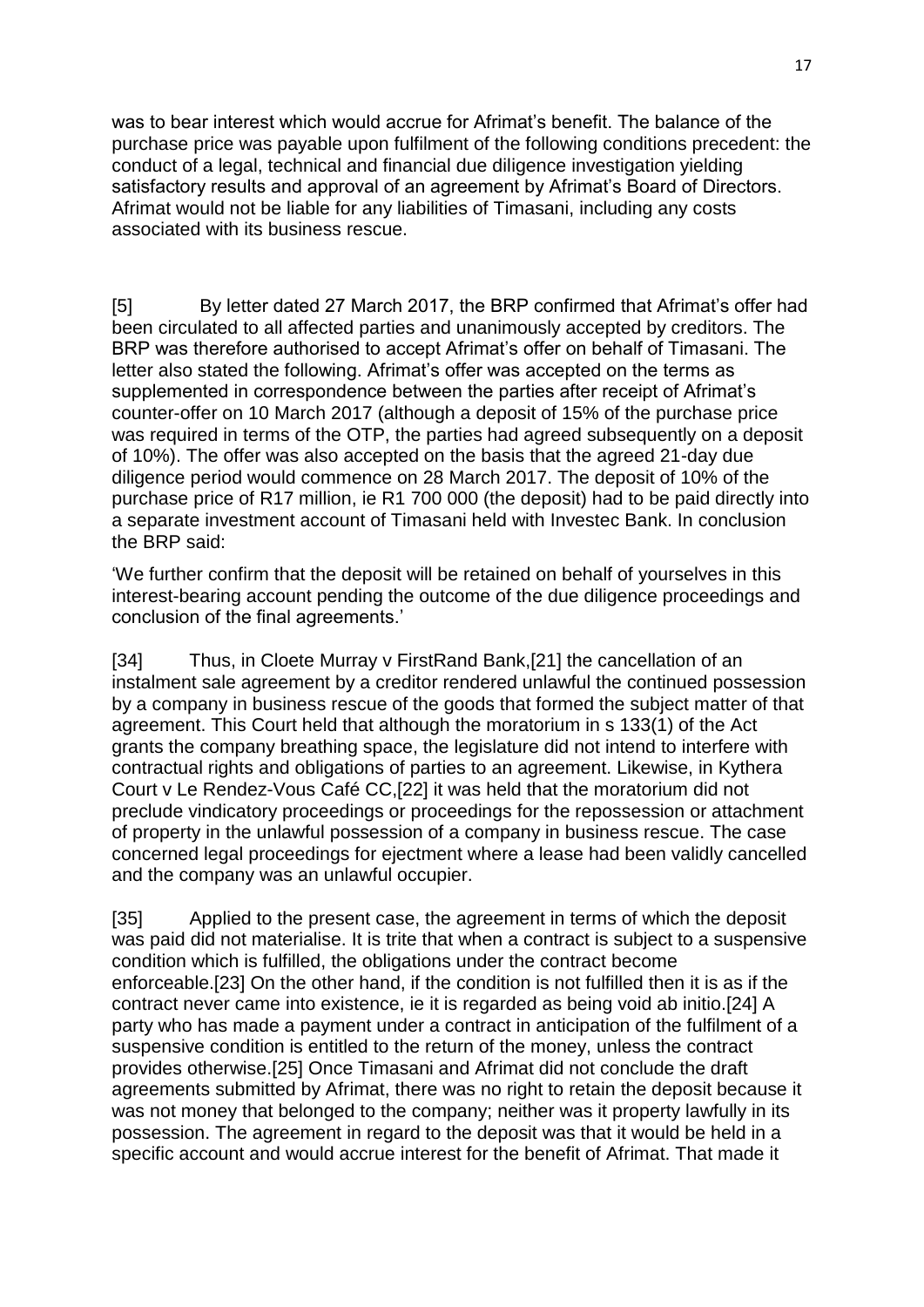was to bear interest which would accrue for Afrimat's benefit. The balance of the purchase price was payable upon fulfilment of the following conditions precedent: the conduct of a legal, technical and financial due diligence investigation yielding satisfactory results and approval of an agreement by Afrimat's Board of Directors. Afrimat would not be liable for any liabilities of Timasani, including any costs associated with its business rescue.

[5] By letter dated 27 March 2017, the BRP confirmed that Afrimat's offer had been circulated to all affected parties and unanimously accepted by creditors. The BRP was therefore authorised to accept Afrimat's offer on behalf of Timasani. The letter also stated the following. Afrimat's offer was accepted on the terms as supplemented in correspondence between the parties after receipt of Afrimat's counter-offer on 10 March 2017 (although a deposit of 15% of the purchase price was required in terms of the OTP, the parties had agreed subsequently on a deposit of 10%). The offer was also accepted on the basis that the agreed 21-day due diligence period would commence on 28 March 2017. The deposit of 10% of the purchase price of R17 million, ie R1 700 000 (the deposit) had to be paid directly into a separate investment account of Timasani held with Investec Bank. In conclusion the BRP said:

'We further confirm that the deposit will be retained on behalf of yourselves in this interest-bearing account pending the outcome of the due diligence proceedings and conclusion of the final agreements.'

[34] Thus, in Cloete Murray v FirstRand Bank,[21] the cancellation of an instalment sale agreement by a creditor rendered unlawful the continued possession by a company in business rescue of the goods that formed the subject matter of that agreement. This Court held that although the moratorium in s 133(1) of the Act grants the company breathing space, the legislature did not intend to interfere with contractual rights and obligations of parties to an agreement. Likewise, in Kythera Court v Le Rendez-Vous Café CC,[22] it was held that the moratorium did not preclude vindicatory proceedings or proceedings for the repossession or attachment of property in the unlawful possession of a company in business rescue. The case concerned legal proceedings for ejectment where a lease had been validly cancelled and the company was an unlawful occupier.

[35] Applied to the present case, the agreement in terms of which the deposit was paid did not materialise. It is trite that when a contract is subject to a suspensive condition which is fulfilled, the obligations under the contract become enforceable.[23] On the other hand, if the condition is not fulfilled then it is as if the contract never came into existence, ie it is regarded as being void ab initio.[24] A party who has made a payment under a contract in anticipation of the fulfilment of a suspensive condition is entitled to the return of the money, unless the contract provides otherwise.[25] Once Timasani and Afrimat did not conclude the draft agreements submitted by Afrimat, there was no right to retain the deposit because it was not money that belonged to the company; neither was it property lawfully in its possession. The agreement in regard to the deposit was that it would be held in a specific account and would accrue interest for the benefit of Afrimat. That made it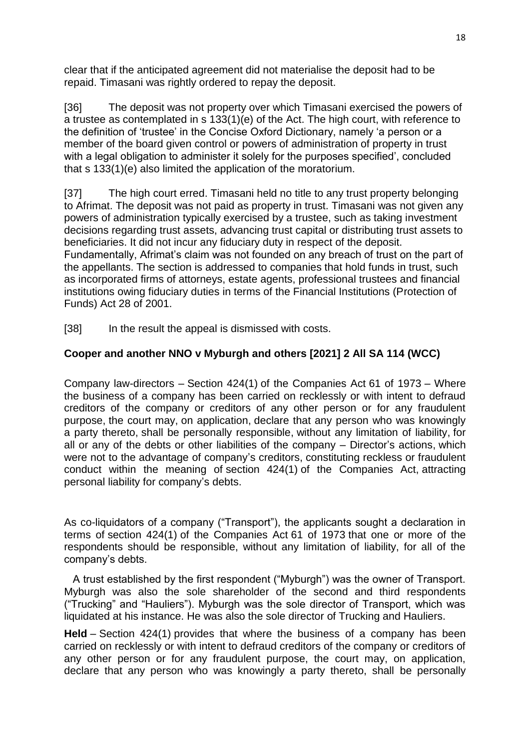clear that if the anticipated agreement did not materialise the deposit had to be repaid. Timasani was rightly ordered to repay the deposit.

[36] The deposit was not property over which Timasani exercised the powers of a trustee as contemplated in s 133(1)(e) of the Act. The high court, with reference to the definition of 'trustee' in the Concise Oxford Dictionary, namely 'a person or a member of the board given control or powers of administration of property in trust with a legal obligation to administer it solely for the purposes specified', concluded that s 133(1)(e) also limited the application of the moratorium.

[37] The high court erred. Timasani held no title to any trust property belonging to Afrimat. The deposit was not paid as property in trust. Timasani was not given any powers of administration typically exercised by a trustee, such as taking investment decisions regarding trust assets, advancing trust capital or distributing trust assets to beneficiaries. It did not incur any fiduciary duty in respect of the deposit. Fundamentally, Afrimat's claim was not founded on any breach of trust on the part of the appellants. The section is addressed to companies that hold funds in trust, such as incorporated firms of attorneys, estate agents, professional trustees and financial institutions owing fiduciary duties in terms of the Financial Institutions (Protection of Funds) Act 28 of 2001.

[38] In the result the appeal is dismissed with costs.

**Cooper and another NNO v Myburgh and others [2021] 2 All SA 114 (WCC)**

Company law-directors – Section 424(1) of the Companies Act 61 of 1973 – Where the business of a company has been carried on recklessly or with intent to defraud creditors of the company or creditors of any other person or for any fraudulent purpose, the court may, on application, declare that any person who was knowingly a party thereto, shall be personally responsible, without any limitation of liability, for all or any of the debts or other liabilities of the company – Director's actions, which were not to the advantage of company's creditors, constituting reckless or fraudulent conduct within the meaning of section 424(1) of the Companies Act, attracting personal liability for company's debts.

As co-liquidators of a company ("Transport"), the applicants sought a declaration in terms of section 424(1) of the Companies Act 61 of 1973 that one or more of the respondents should be responsible, without any limitation of liability, for all of the company's debts.

A trust established by the first respondent ("Myburgh") was the owner of Transport. Myburgh was also the sole shareholder of the second and third respondents ("Trucking" and "Hauliers"). Myburgh was the sole director of Transport, which was liquidated at his instance. He was also the sole director of Trucking and Hauliers.

**Held** – Section 424(1) provides that where the business of a company has been carried on recklessly or with intent to defraud creditors of the company or creditors of any other person or for any fraudulent purpose, the court may, on application, declare that any person who was knowingly a party thereto, shall be personally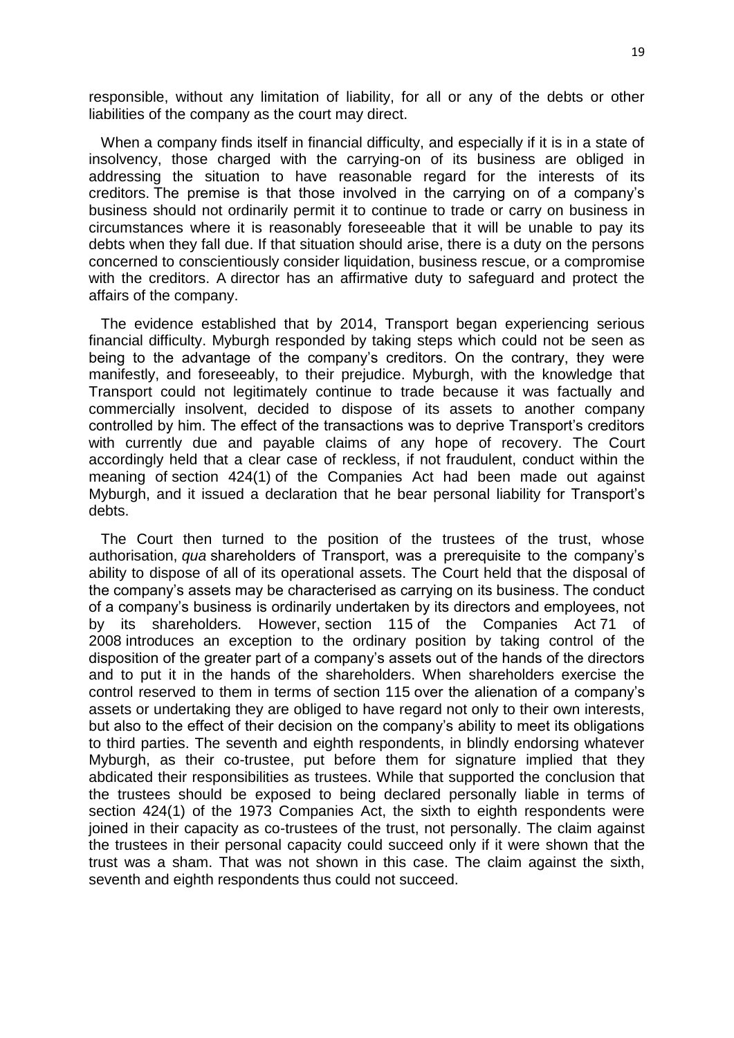responsible, without any limitation of liability, for all or any of the debts or other liabilities of the company as the court may direct.

When a company finds itself in financial difficulty, and especially if it is in a state of insolvency, those charged with the carrying-on of its business are obliged in addressing the situation to have reasonable regard for the interests of its creditors. The premise is that those involved in the carrying on of a company's business should not ordinarily permit it to continue to trade or carry on business in circumstances where it is reasonably foreseeable that it will be unable to pay its debts when they fall due. If that situation should arise, there is a duty on the persons concerned to conscientiously consider liquidation, business rescue, or a compromise with the creditors. A director has an affirmative duty to safeguard and protect the affairs of the company.

The evidence established that by 2014, Transport began experiencing serious financial difficulty. Myburgh responded by taking steps which could not be seen as being to the advantage of the company's creditors. On the contrary, they were manifestly, and foreseeably, to their prejudice. Myburgh, with the knowledge that Transport could not legitimately continue to trade because it was factually and commercially insolvent, decided to dispose of its assets to another company controlled by him. The effect of the transactions was to deprive Transport's creditors with currently due and payable claims of any hope of recovery. The Court accordingly held that a clear case of reckless, if not fraudulent, conduct within the meaning of section 424(1) of the Companies Act had been made out against Myburgh, and it issued a declaration that he bear personal liability for Transport's debts.

The Court then turned to the position of the trustees of the trust, whose authorisation, *qua* shareholders of Transport, was a prerequisite to the company's ability to dispose of all of its operational assets. The Court held that the disposal of the company's assets may be characterised as carrying on its business. The conduct of a company's business is ordinarily undertaken by its directors and employees, not by its shareholders. However, section 115 of the Companies Act 71 of 2008 introduces an exception to the ordinary position by taking control of the disposition of the greater part of a company's assets out of the hands of the directors and to put it in the hands of the shareholders. When shareholders exercise the control reserved to them in terms of section 115 over the alienation of a company's assets or undertaking they are obliged to have regard not only to their own interests, but also to the effect of their decision on the company's ability to meet its obligations to third parties. The seventh and eighth respondents, in blindly endorsing whatever Myburgh, as their co-trustee, put before them for signature implied that they abdicated their responsibilities as trustees. While that supported the conclusion that the trustees should be exposed to being declared personally liable in terms of section 424(1) of the 1973 Companies Act, the sixth to eighth respondents were joined in their capacity as co-trustees of the trust, not personally. The claim against the trustees in their personal capacity could succeed only if it were shown that the trust was a sham. That was not shown in this case. The claim against the sixth, seventh and eighth respondents thus could not succeed.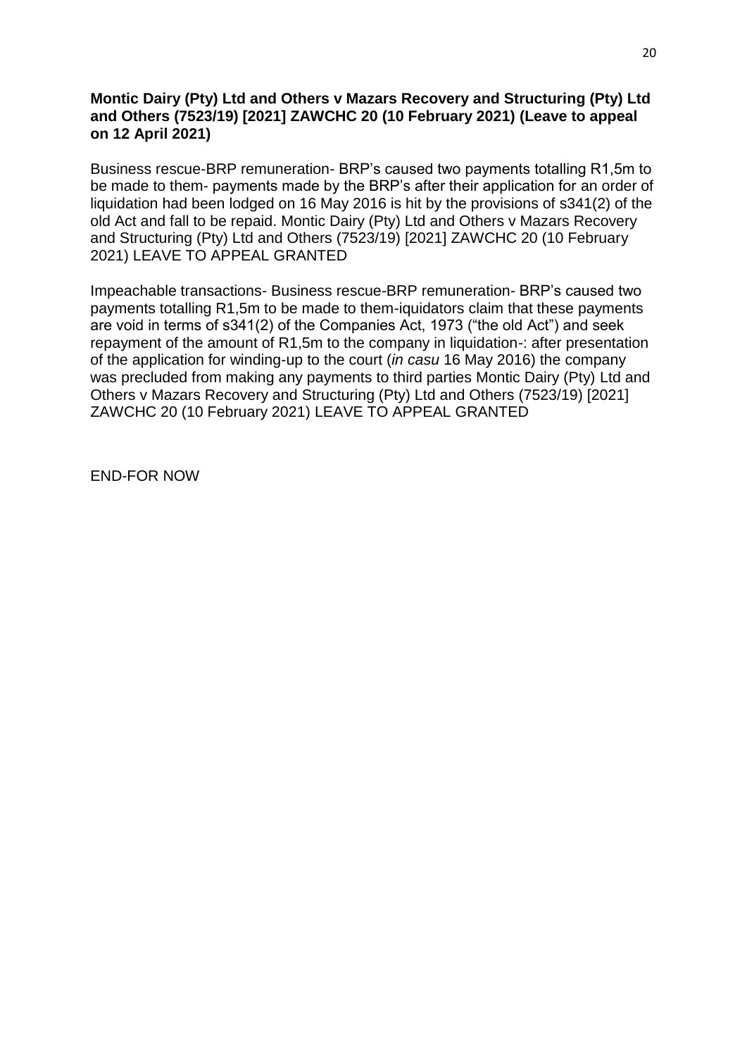**Montic Dairy (Pty) Ltd and Others v Mazars Recovery and Structuring (Pty) Ltd and Others (7523/19) [2021] ZAWCHC 20 (10 February 2021) (Leave to appeal on 12 April 2021)**

Business rescue-BRP remuneration- BRP's caused two payments totalling R1,5m to be made to them- payments made by the BRP's after their application for an order of liquidation had been lodged on 16 May 2016 is hit by the provisions of s341(2) of the old Act and fall to be repaid. Montic Dairy (Pty) Ltd and Others v Mazars Recovery and Structuring (Pty) Ltd and Others (7523/19) [2021] ZAWCHC 20 (10 February 2021) LEAVE TO APPEAL GRANTED

Impeachable transactions- Business rescue-BRP remuneration- BRP's caused two payments totalling R1,5m to be made to them-iquidators claim that these payments are void in terms of s341(2) of the Companies Act, 1973 ("the old Act") and seek repayment of the amount of R1,5m to the company in liquidation-: after presentation of the application for winding-up to the court (*in casu* 16 May 2016) the company was precluded from making any payments to third parties Montic Dairy (Pty) Ltd and Others v Mazars Recovery and Structuring (Pty) Ltd and Others (7523/19) [2021] ZAWCHC 20 (10 February 2021) LEAVE TO APPEAL GRANTED

END-FOR NOW